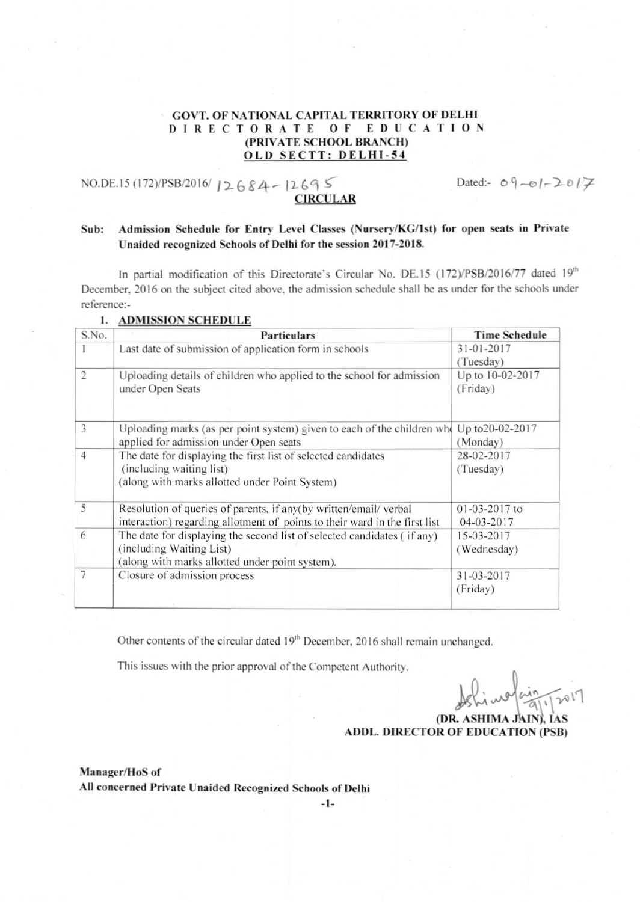**GOVT. OF NATIONAL CAPITAL TERRITORY OF DELHI**
**DIRECTORATE OF EDUCATION**
**(PRIVATE SCHOOL BRANCH)**
**OLD SECTT: DELHI-54**

NO.DE.15 (172)/PSB/2016/ 12684-12695 Dated:- 09-01-2017

**CIRCULAR**

**Sub: Admission Schedule for Entry Level Classes (Nursery/KG/1st) for open seats in Private Unaided recognized Schools of Delhi for the session 2017-2018.**

In partial modification of this Directorate's Circular No. DE.15 (172)/PSB/2016/77 dated 19th December, 2016 on the subject cited above, the admission schedule shall be as under for the schools under reference:-

**1. ADMISSION SCHEDULE**

| S.No. | Particulars | Time Schedule |
|---|---|---|
| 1 | Last date of submission of application form in schools | 31-01-2017 (Tuesday) |
| 2 | Uploading details of children who applied to the school for admission under Open Seats | Up to 10-02-2017 (Friday) |
| 3 | Uploading marks (as per point system) given to each of the children who applied for admission under Open seats | Up to20-02-2017 (Monday) |
| 4 | The date for displaying the first list of selected candidates (including waiting list) (along with marks allotted under Point System) | 28-02-2017 (Tuesday) |
| 5 | Resolution of queries of parents, if any(by written/email/ verbal interaction) regarding allotment of points to their ward in the first list | 01-03-2017 to 04-03-2017 |
| 6 | The date for displaying the second list of selected candidates ( if any) (including Waiting List) (along with marks allotted under point system). | 15-03-2017 (Wednesday) |
| 7 | Closure of admission process | 31-03-2017 (Friday) |

Other contents of the circular dated 19th December, 2016 shall remain unchanged.

This issues with the prior approval of the Competent Authority.

Ashima Jain 9/1/2017
**(DR. ASHIMA JAIN), IAS**
**ADDL. DIRECTOR OF EDUCATION (PSB)**

**Manager/HoS of**
**All concerned Private Unaided Recognized Schools of Delhi**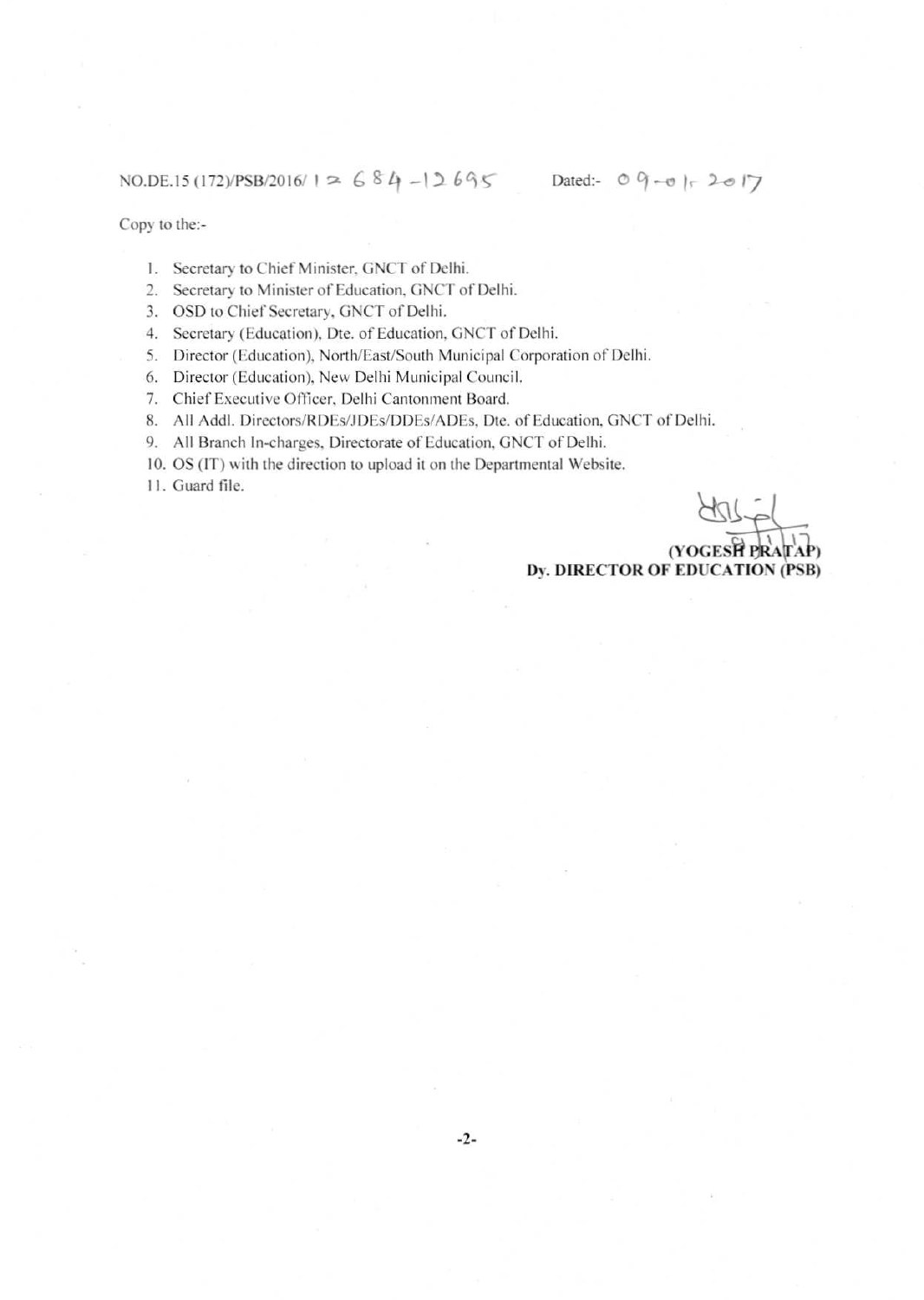NO.DE.15 (172)/PSB/2016/ 12684-12695 Dated:- 09-01-2017

Copy to the:-

1. Secretary to Chief Minister, GNCT of Delhi.
2. Secretary to Minister of Education, GNCT of Delhi.
3. OSD to Chief Secretary, GNCT of Delhi.
4. Secretary (Education), Dte. of Education, GNCT of Delhi.
5. Director (Education), North/East/South Municipal Corporation of Delhi.
6. Director (Education), New Delhi Municipal Council.
7. Chief Executive Officer, Delhi Cantonment Board.
8. All Addl. Directors/RDEs/JDEs/DDEs/ADEs, Dte. of Education, GNCT of Delhi.
9. All Branch In-charges, Directorate of Education, GNCT of Delhi.
10. OS (IT) with the direction to upload it on the Departmental Website.
11. Guard file.

9/1/17

**(YOGESH PRATAP)**
**Dy. DIRECTOR OF EDUCATION (PSB)**